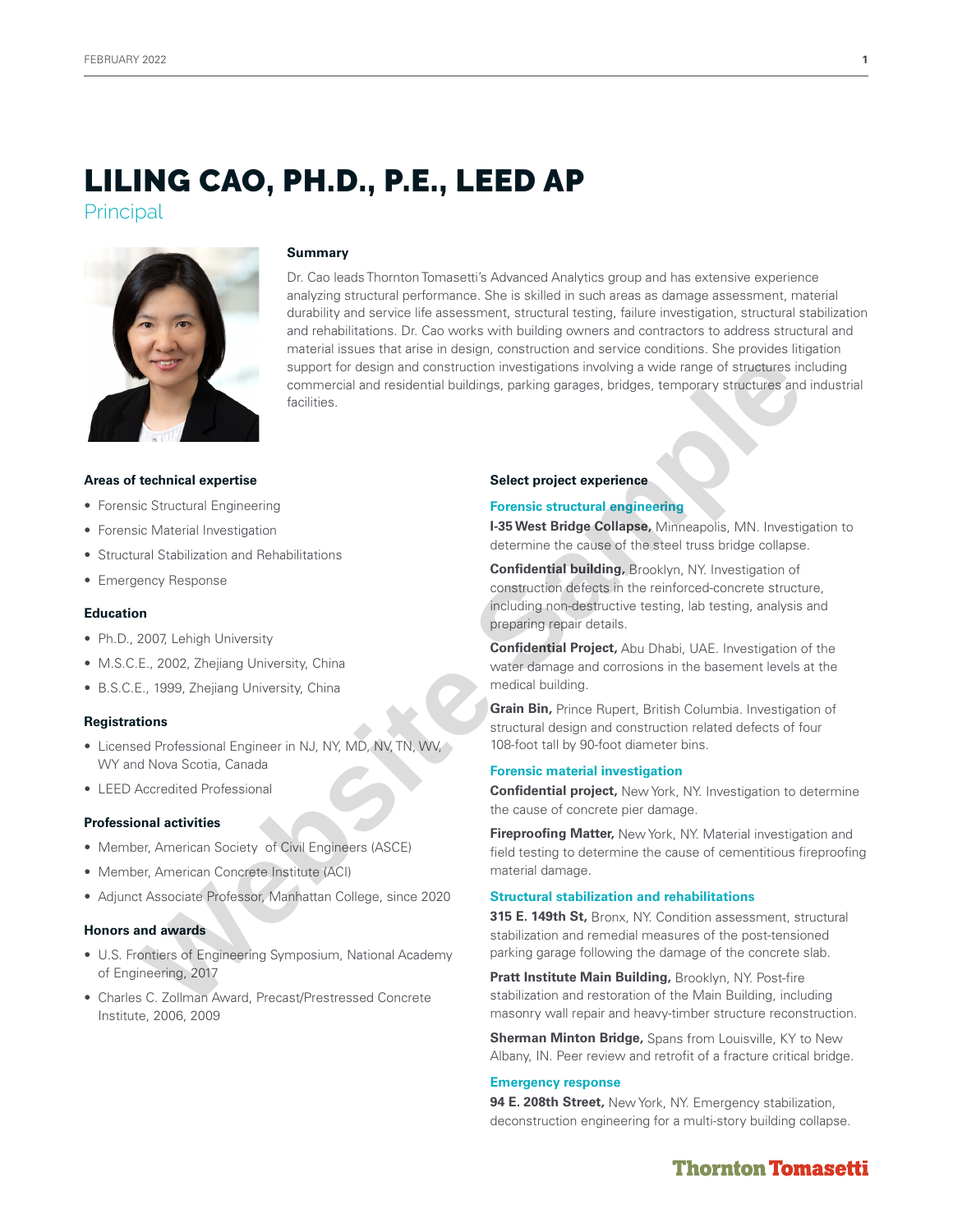# LILING CAO, PH.D., P.E., LEED AP

Principal

### Summary

Dr. Cao leads Thornton Tomasetti's Advanced Analytics group and has extensive experience analyzing structural performance. She is skilled in such areas as damage assessment, material durability and service life assessment, structural testing, failure investigation, structural stabilization and rehabilitations. Dr. Cao works with building owners and contractors to address structural and material issues that arise in design, construction and service conditions. She provides litigation support for design and construction investigations involving a wide range of structures including commercial and residential buildings, parking garages, bridges, temporary structures and industrial facilities.

### Areas of technical expertise

- Forensic Structural Engineering
- Forensic Material Investigation
- Structural Stabilization and Rehabilitations
- Emergency Response

### Education

- Ph.D., 2007, Lehigh University
- M.S.C.E., 2002, Zhejiang University, China
- B.S.C.E., 1999, Zhejiang University, China

### Registrations

- Licensed Professional Engineer in NJ, NY, MD, NV, TN, WV, WY and Nova Scotia, Canada
- LEED Accredited Professional

### Professional activities

- Member, American Society of Civil Engineers (ASCE)
- Member, American Concrete Institute (ACI)
- Adjunct Associate Professor, Manhattan College, since 2020

### Honors and awards

- U.S. Frontiers of Engineering Symposium, National Academy of Engineering, 2017
- Charles C. Zollman Award, Precast/Prestressed Concrete Institute, 2006, 2009

### Select project experience

#### Forensic structural engineering

**I-35 West Bridge Collapse,** Minneapolis, MN. Investigation to determine the cause of the steel truss bridge collapse.

**Confidential building,** Brooklyn, NY. Investigation of construction defects in the reinforced-concrete structure, including non-destructive testing, lab testing, analysis and preparing repair details.

**Confidential Project,** Abu Dhabi, UAE. Investigation of the water damage and corrosions in the basement levels at the medical building.

**Grain Bin,** Prince Rupert, British Columbia. Investigation of structural design and construction related defects of four 108-foot tall by 90-foot diameter bins.

#### Forensic material investigation

**Confidential project,** New York, NY. Investigation to determine the cause of concrete pier damage.

**Fireproofing Matter,** New York, NY. Material investigation and field testing to determine the cause of cementitious fireproofing material damage.

#### Structural stabilization and rehabilitations

**315 E. 149th St,** Bronx, NY. Condition assessment, structural stabilization and remedial measures of the post-tensioned parking garage following the damage of the concrete slab.

**Pratt Institute Main Building,** Brooklyn, NY. Post-fire stabilization and restoration of the Main Building, including masonry wall repair and heavy-timber structure reconstruction.

**Sherman Minton Bridge,** Spans from Louisville, KY to New Albany, IN. Peer review and retrofit of a fracture critical bridge.

#### Emergency response

**94 E. 208th Street,** New York, NY. Emergency stabilization, deconstruction engineering for a multi-story building collapse.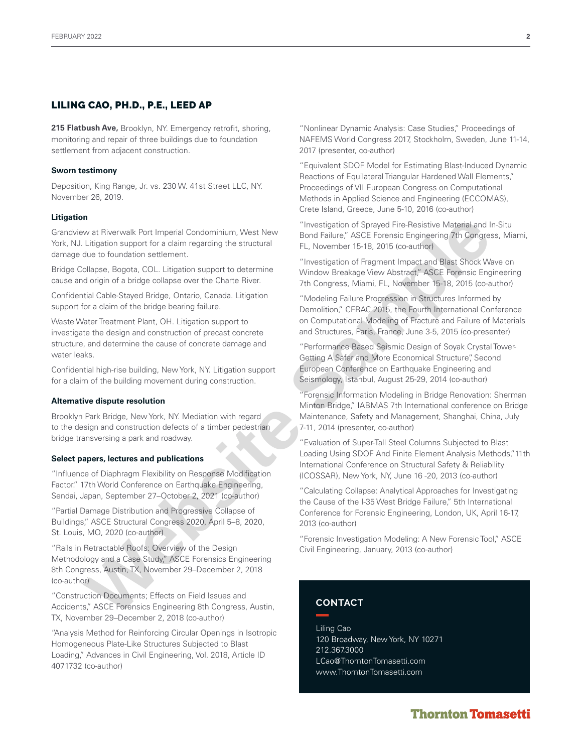## LILING CAO, PH.D., P.E., LEED AP

**215 Flatbush Ave,** Brooklyn, NY. Emergency retrofit, shoring, monitoring and repair of three buildings due to foundation settlement from adjacent construction.

### Sworn testimony

Deposition, King Range, Jr. vs. 230 W. 41st Street LLC, NY. November 26, 2019.

### Litigation

Grandview at Riverwalk Port Imperial Condominium, West New York, NJ. Litigation support for a claim regarding the structural damage due to foundation settlement.

Bridge Collapse, Bogota, COL. Litigation support to determine cause and origin of a bridge collapse over the Charte River.

Confidential Cable-Stayed Bridge, Ontario, Canada. Litigation support for a claim of the bridge bearing failure.

Waste Water Treatment Plant, OH. Litigation support to investigate the design and construction of precast concrete structure, and determine the cause of concrete damage and water leaks.

Confidential high-rise building, New York, NY. Litigation support for a claim of the building movement during construction.

### Alternative dispute resolution

Brooklyn Park Bridge, New York, NY. Mediation with regard to the design and construction defects of a timber pedestrian bridge transversing a park and roadway.

### Select papers, lectures and publications

"Influence of Diaphragm Flexibility on Response Modification Factor." 17th World Conference on Earthquake Engineering, Sendai, Japan, September 27–October 2, 2021 (co-author)

"Partial Damage Distribution and Progressive Collapse of Buildings," ASCE Structural Congress 2020, April 5–8, 2020, St. Louis, MO, 2020 (co-author)

"Rails in Retractable Roofs: Overview of the Design Methodology and a Case Study," ASCE Forensics Engineering 8th Congress, Austin, TX, November 29–December 2, 2018 (co-author)

"Construction Documents; Effects on Field Issues and Accidents," ASCE Forensics Engineering 8th Congress, Austin, TX, November 29–December 2, 2018 (co-author)

"Analysis Method for Reinforcing Circular Openings in Isotropic Homogeneous Plate-Like Structures Subjected to Blast Loading," Advances in Civil Engineering, Vol. 2018, Article ID 4071732 (co-author)

"Nonlinear Dynamic Analysis: Case Studies," Proceedings of NAFEMS World Congress 2017, Stockholm, Sweden, June 11-14, 2017 (presenter, co-author)

"Equivalent SDOF Model for Estimating Blast-Induced Dynamic Reactions of Equilateral Triangular Hardened Wall Elements," Proceedings of VII European Congress on Computational Methods in Applied Science and Engineering (ECCOMAS), Crete Island, Greece, June 5-10, 2016 (co-author)

"Investigation of Sprayed Fire-Resistive Material and In-Situ Bond Failure," ASCE Forensic Engineering 7th Congress, Miami, FL, November 15-18, 2015 (co-author)

"Investigation of Fragment Impact and Blast Shock Wave on Window Breakage View Abstract," ASCE Forensic Engineering 7th Congress, Miami, FL, November 15-18, 2015 (co-author)

"Modeling Failure Progression in Structures Informed by Demolition," CFRAC 2015, the Fourth International Conference on Computational Modeling of Fracture and Failure of Materials and Structures, Paris, France, June 3-5, 2015 (co-presenter)

"Performance Based Seismic Design of Soyak Crystal Tower-Getting A Safer and More Economical Structure", Second European Conference on Earthquake Engineering and Seismology, Istanbul, August 25-29, 2014 (co-author)

"Forensic Information Modeling in Bridge Renovation: Sherman Minton Bridge," IABMAS 7th International conference on Bridge Maintenance, Safety and Management, Shanghai, China, July 7-11, 2014 (presenter, co-author)

"Evaluation of Super-Tall Steel Columns Subjected to Blast Loading Using SDOF And Finite Element Analysis Methods," 11th International Conference on Structural Safety & Reliability (ICOSSAR), New York, NY, June 16 -20, 2013 (co-author)

"Calculating Collapse: Analytical Approaches for Investigating the Cause of the I-35 West Bridge Failure," 5th International Conference for Forensic Engineering, London, UK, April 16-17, 2013 (co-author)

"Forensic Investigation Modeling: A New Forensic Tool," ASCE Civil Engineering, January, 2013 (co-author)

### CONTACT

Liling Cao
120 Broadway, New York, NY 10271
212.367.3000
LCao@ThorntonTomasetti.com
www.ThorntonTomasetti.com

Thornton Tomasetti